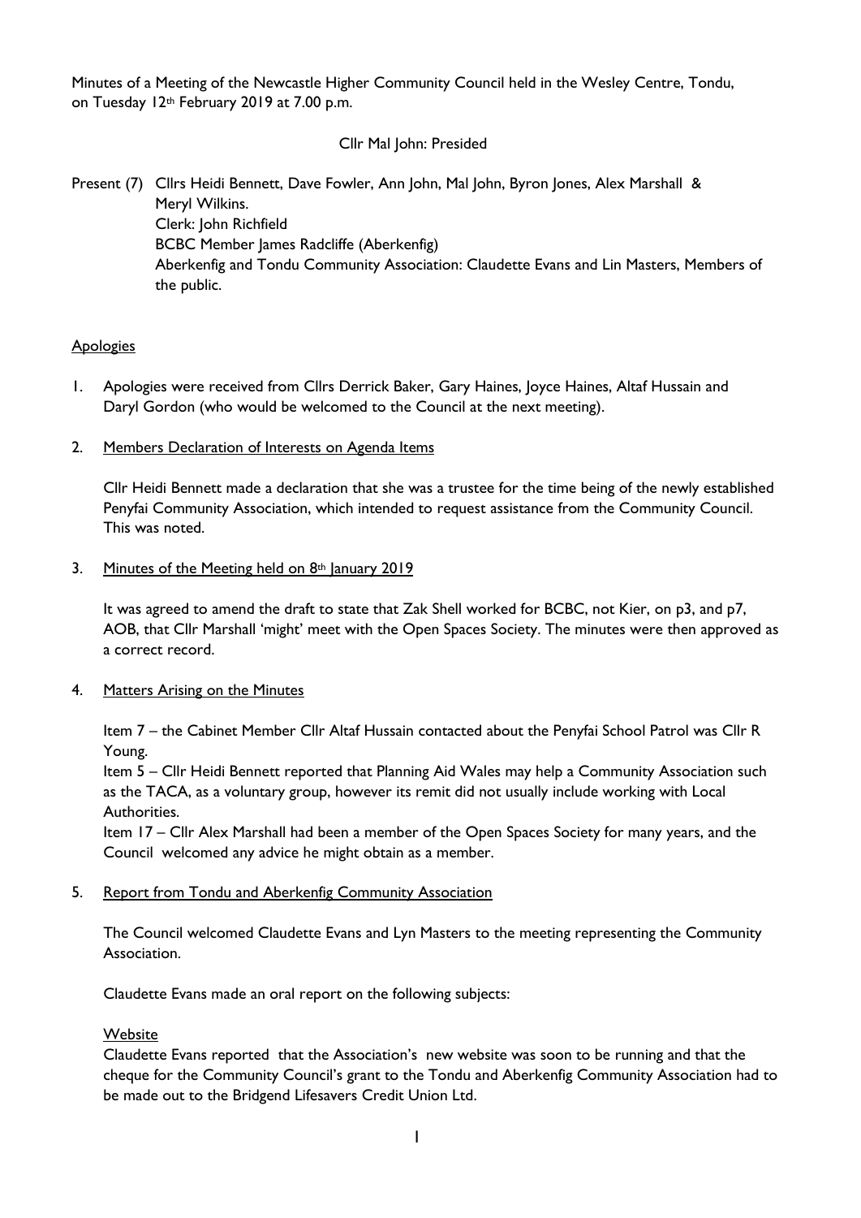Minutes of a Meeting of the Newcastle Higher Community Council held in the Wesley Centre, Tondu, on Tuesday 12th February 2019 at 7.00 p.m.

Cllr Mal John: Presided

Present (7) Cllrs Heidi Bennett, Dave Fowler, Ann John, Mal John, Byron Jones, Alex Marshall & Meryl Wilkins.
Clerk: John Richfield
BCBC Member James Radcliffe (Aberkenfig)
Aberkenfig and Tondu Community Association: Claudette Evans and Lin Masters, Members of the public.

## Apologies

1. Apologies were received from Cllrs Derrick Baker, Gary Haines, Joyce Haines, Altaf Hussain and Daryl Gordon (who would be welcomed to the Council at the next meeting).

2. Members Declaration of Interests on Agenda Items

   Cllr Heidi Bennett made a declaration that she was a trustee for the time being of the newly established Penyfai Community Association, which intended to request assistance from the Community Council. This was noted.

3. Minutes of the Meeting held on 8th January 2019

   It was agreed to amend the draft to state that Zak Shell worked for BCBC, not Kier, on p3, and p7, AOB, that Cllr Marshall 'might' meet with the Open Spaces Society. The minutes were then approved as a correct record.

4. Matters Arising on the Minutes

   Item 7 – the Cabinet Member Cllr Altaf Hussain contacted about the Penyfai School Patrol was Cllr R Young.
   Item 5 – Cllr Heidi Bennett reported that Planning Aid Wales may help a Community Association such as the TACA, as a voluntary group, however its remit did not usually include working with Local Authorities.
   Item 17 – Cllr Alex Marshall had been a member of the Open Spaces Society for many years, and the Council welcomed any advice he might obtain as a member.

5. Report from Tondu and Aberkenfig Community Association

   The Council welcomed Claudette Evans and Lyn Masters to the meeting representing the Community Association.

   Claudette Evans made an oral report on the following subjects:

   Website
   Claudette Evans reported that the Association's new website was soon to be running and that the cheque for the Community Council's grant to the Tondu and Aberkenfig Community Association had to be made out to the Bridgend Lifesavers Credit Union Ltd.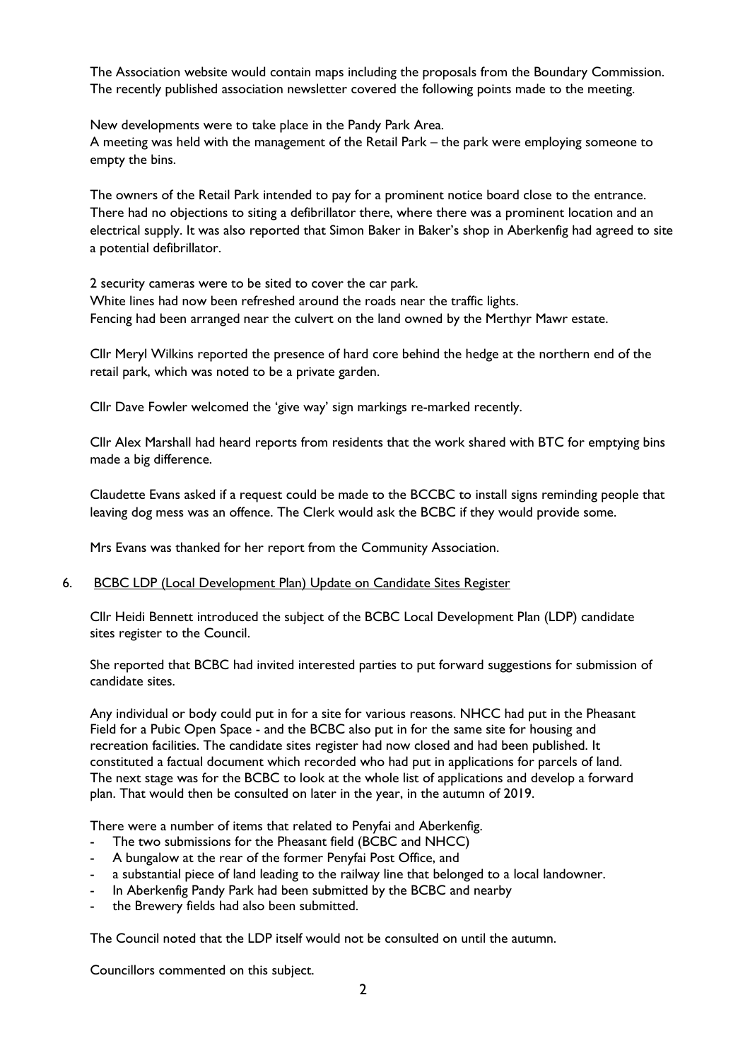The Association website would contain maps including the proposals from the Boundary Commission. The recently published association newsletter covered the following points made to the meeting.

New developments were to take place in the Pandy Park Area.
A meeting was held with the management of the Retail Park – the park were employing someone to empty the bins.

The owners of the Retail Park intended to pay for a prominent notice board close to the entrance. There had no objections to siting a defibrillator there, where there was a prominent location and an electrical supply. It was also reported that Simon Baker in Baker's shop in Aberkenfig had agreed to site a potential defibrillator.

2 security cameras were to be sited to cover the car park.
White lines had now been refreshed around the roads near the traffic lights.
Fencing had been arranged near the culvert on the land owned by the Merthyr Mawr estate.

Cllr Meryl Wilkins reported the presence of hard core behind the hedge at the northern end of the retail park, which was noted to be a private garden.

Cllr Dave Fowler welcomed the 'give way' sign markings re-marked recently.

Cllr Alex Marshall had heard reports from residents that the work shared with BTC for emptying bins made a big difference.

Claudette Evans asked if a request could be made to the BCCBC to install signs reminding people that leaving dog mess was an offence. The Clerk would ask the BCBC if they would provide some.

Mrs Evans was thanked for her report from the Community Association.

6. BCBC LDP (Local Development Plan) Update on Candidate Sites Register

Cllr Heidi Bennett introduced the subject of the BCBC Local Development Plan (LDP) candidate sites register to the Council.

She reported that BCBC had invited interested parties to put forward suggestions for submission of candidate sites.

Any individual or body could put in for a site for various reasons. NHCC had put in the Pheasant Field for a Pubic Open Space - and the BCBC also put in for the same site for housing and recreation facilities. The candidate sites register had now closed and had been published. It constituted a factual document which recorded who had put in applications for parcels of land. The next stage was for the BCBC to look at the whole list of applications and develop a forward plan. That would then be consulted on later in the year, in the autumn of 2019.

There were a number of items that related to Penyfai and Aberkenfig.

- The two submissions for the Pheasant field (BCBC and NHCC)
- A bungalow at the rear of the former Penyfai Post Office, and
- a substantial piece of land leading to the railway line that belonged to a local landowner.
- In Aberkenfig Pandy Park had been submitted by the BCBC and nearby
- the Brewery fields had also been submitted.

The Council noted that the LDP itself would not be consulted on until the autumn.

Councillors commented on this subject.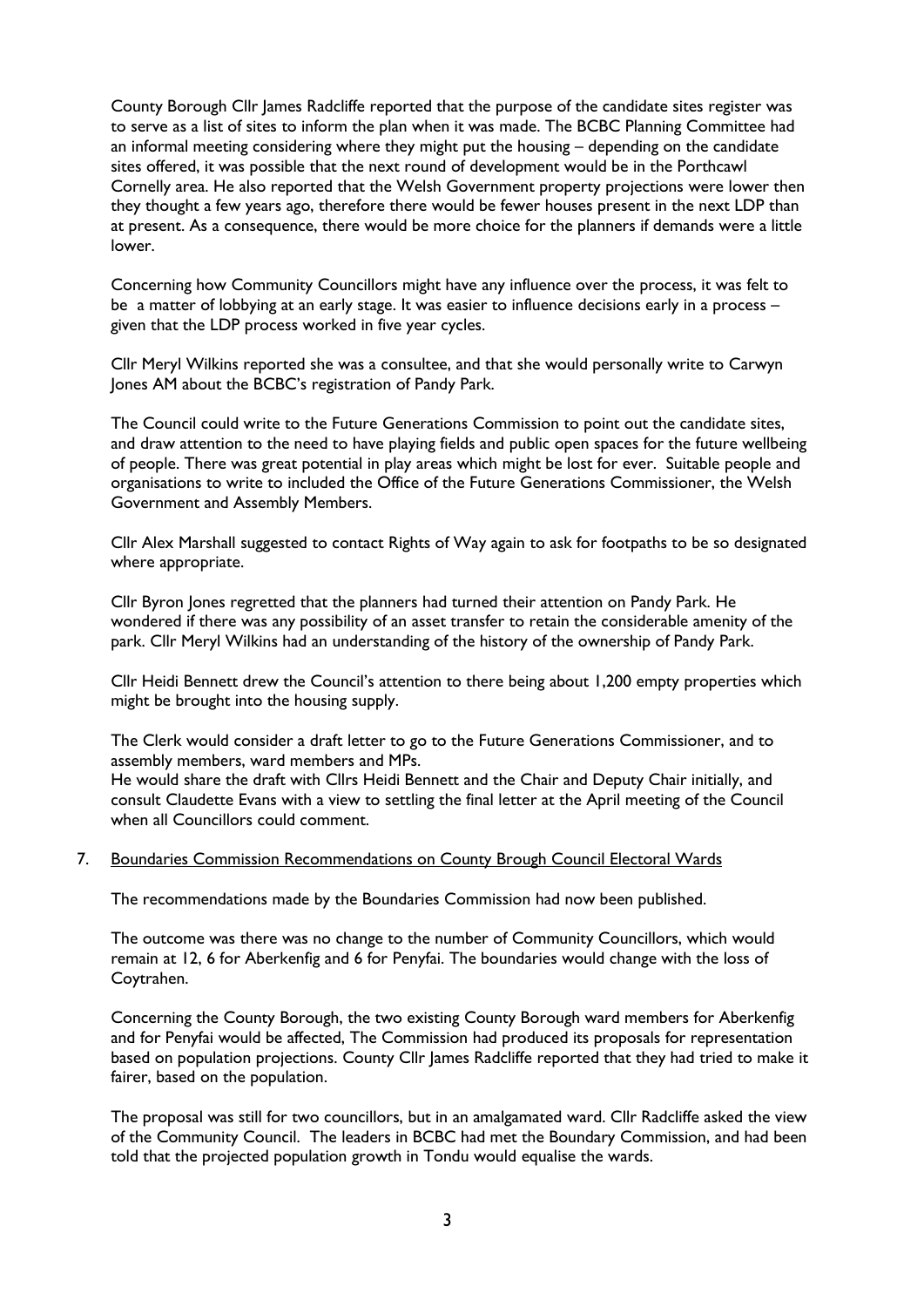County Borough Cllr James Radcliffe reported that the purpose of the candidate sites register was to serve as a list of sites to inform the plan when it was made. The BCBC Planning Committee had an informal meeting considering where they might put the housing – depending on the candidate sites offered, it was possible that the next round of development would be in the Porthcawl Cornelly area. He also reported that the Welsh Government property projections were lower then they thought a few years ago, therefore there would be fewer houses present in the next LDP than at present. As a consequence, there would be more choice for the planners if demands were a little lower.

Concerning how Community Councillors might have any influence over the process, it was felt to be a matter of lobbying at an early stage. It was easier to influence decisions early in a process – given that the LDP process worked in five year cycles.

Cllr Meryl Wilkins reported she was a consultee, and that she would personally write to Carwyn Jones AM about the BCBC's registration of Pandy Park.

The Council could write to the Future Generations Commission to point out the candidate sites, and draw attention to the need to have playing fields and public open spaces for the future wellbeing of people. There was great potential in play areas which might be lost for ever. Suitable people and organisations to write to included the Office of the Future Generations Commissioner, the Welsh Government and Assembly Members.

Cllr Alex Marshall suggested to contact Rights of Way again to ask for footpaths to be so designated where appropriate.

Cllr Byron Jones regretted that the planners had turned their attention on Pandy Park. He wondered if there was any possibility of an asset transfer to retain the considerable amenity of the park. Cllr Meryl Wilkins had an understanding of the history of the ownership of Pandy Park.

Cllr Heidi Bennett drew the Council's attention to there being about 1,200 empty properties which might be brought into the housing supply.

The Clerk would consider a draft letter to go to the Future Generations Commissioner, and to assembly members, ward members and MPs.
He would share the draft with Cllrs Heidi Bennett and the Chair and Deputy Chair initially, and consult Claudette Evans with a view to settling the final letter at the April meeting of the Council when all Councillors could comment.

7. Boundaries Commission Recommendations on County Brough Council Electoral Wards

The recommendations made by the Boundaries Commission had now been published.

The outcome was there was no change to the number of Community Councillors, which would remain at 12, 6 for Aberkenfig and 6 for Penyfai. The boundaries would change with the loss of Coytrahen.

Concerning the County Borough, the two existing County Borough ward members for Aberkenfig and for Penyfai would be affected, The Commission had produced its proposals for representation based on population projections. County Cllr James Radcliffe reported that they had tried to make it fairer, based on the population.

The proposal was still for two councillors, but in an amalgamated ward. Cllr Radcliffe asked the view of the Community Council. The leaders in BCBC had met the Boundary Commission, and had been told that the projected population growth in Tondu would equalise the wards.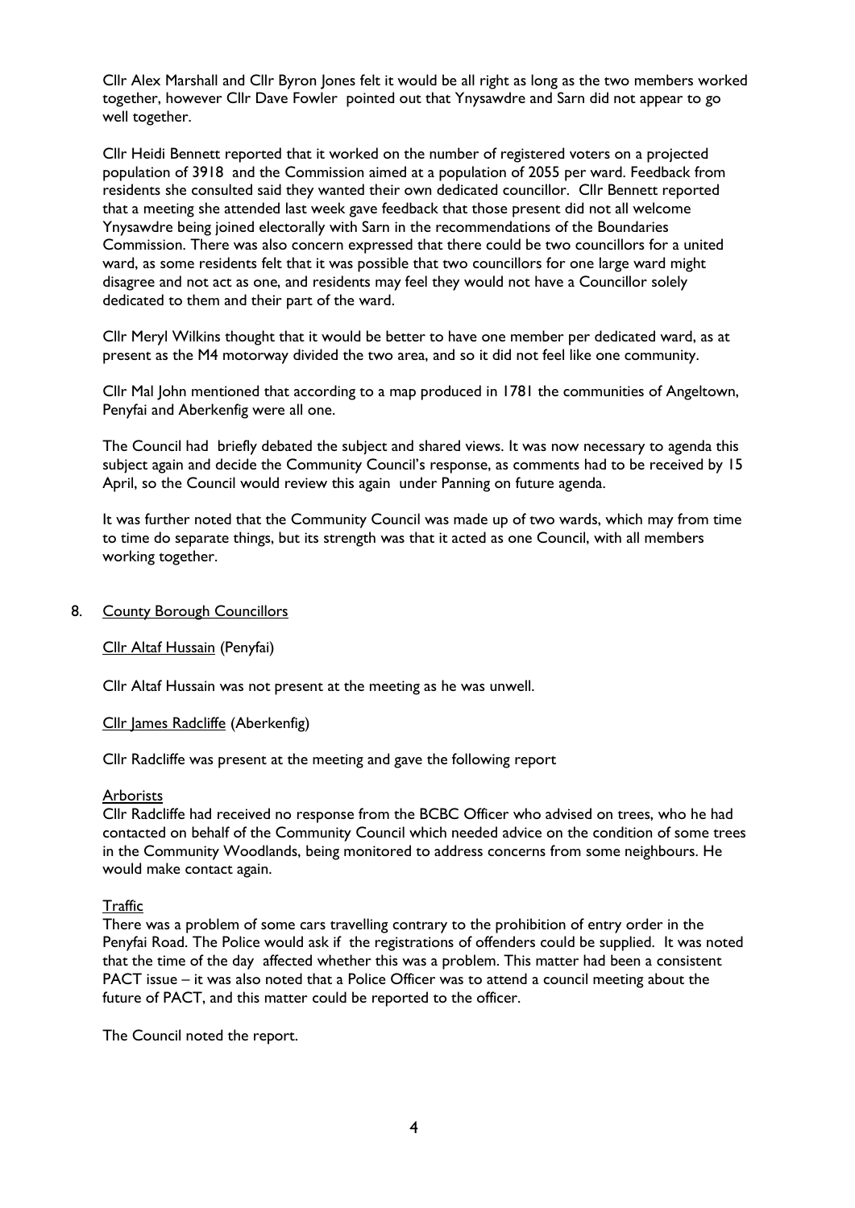Cllr Alex Marshall and Cllr Byron Jones felt it would be all right as long as the two members worked together, however Cllr Dave Fowler pointed out that Ynysawdre and Sarn did not appear to go well together.

Cllr Heidi Bennett reported that it worked on the number of registered voters on a projected population of 3918 and the Commission aimed at a population of 2055 per ward. Feedback from residents she consulted said they wanted their own dedicated councillor. Cllr Bennett reported that a meeting she attended last week gave feedback that those present did not all welcome Ynysawdre being joined electorally with Sarn in the recommendations of the Boundaries Commission. There was also concern expressed that there could be two councillors for a united ward, as some residents felt that it was possible that two councillors for one large ward might disagree and not act as one, and residents may feel they would not have a Councillor solely dedicated to them and their part of the ward.

Cllr Meryl Wilkins thought that it would be better to have one member per dedicated ward, as at present as the M4 motorway divided the two area, and so it did not feel like one community.

Cllr Mal John mentioned that according to a map produced in 1781 the communities of Angeltown, Penyfai and Aberkenfig were all one.

The Council had briefly debated the subject and shared views. It was now necessary to agenda this subject again and decide the Community Council's response, as comments had to be received by 15 April, so the Council would review this again under Panning on future agenda.

It was further noted that the Community Council was made up of two wards, which may from time to time do separate things, but its strength was that it acted as one Council, with all members working together.

8. <u>County Borough Councillors</u>

<u>Cllr Altaf Hussain</u> (Penyfai)

Cllr Altaf Hussain was not present at the meeting as he was unwell.

<u>Cllr James Radcliffe</u> (Aberkenfig)

Cllr Radcliffe was present at the meeting and gave the following report

<u>Arborists</u>
Cllr Radcliffe had received no response from the BCBC Officer who advised on trees, who he had contacted on behalf of the Community Council which needed advice on the condition of some trees in the Community Woodlands, being monitored to address concerns from some neighbours. He would make contact again.

<u>Traffic</u>
There was a problem of some cars travelling contrary to the prohibition of entry order in the Penyfai Road. The Police would ask if the registrations of offenders could be supplied. It was noted that the time of the day affected whether this was a problem. This matter had been a consistent PACT issue – it was also noted that a Police Officer was to attend a council meeting about the future of PACT, and this matter could be reported to the officer.

The Council noted the report.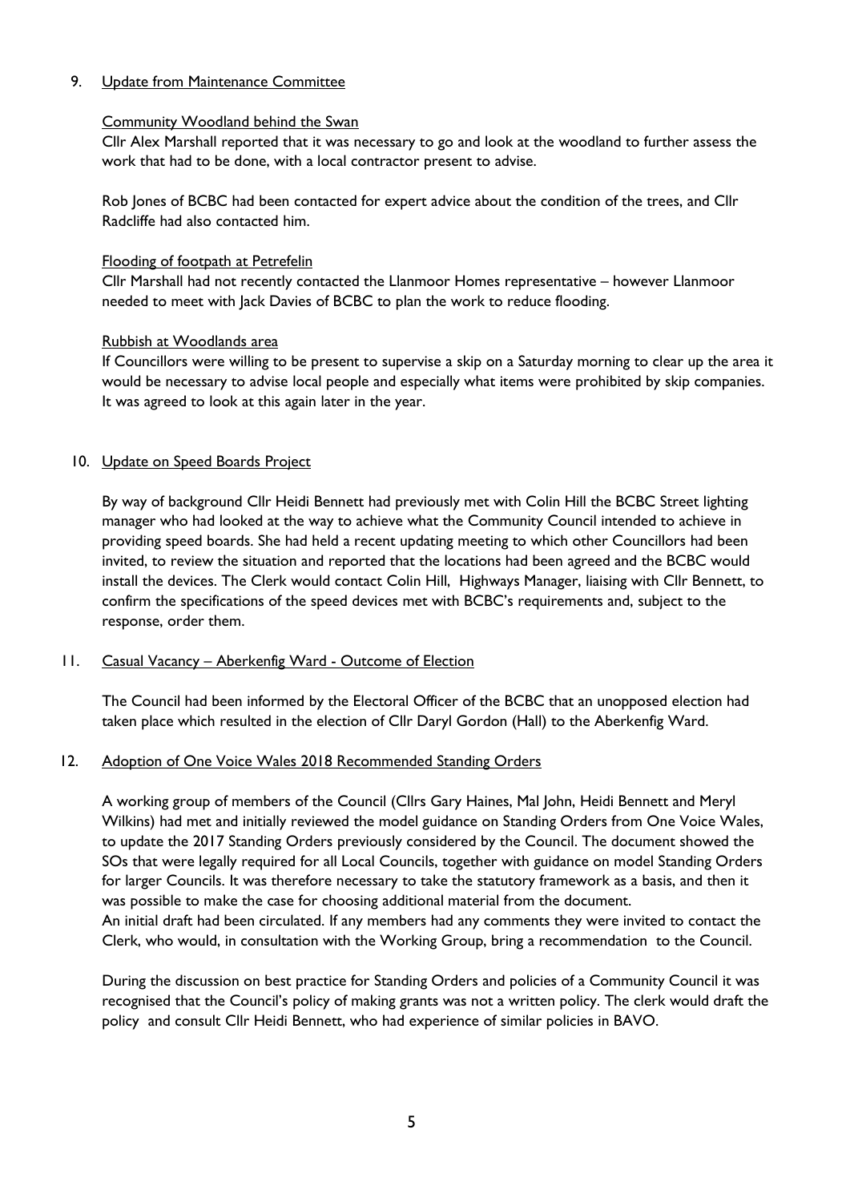## 9. Update from Maintenance Committee

### Community Woodland behind the Swan

Cllr Alex Marshall reported that it was necessary to go and look at the woodland to further assess the work that had to be done, with a local contractor present to advise.

Rob Jones of BCBC had been contacted for expert advice about the condition of the trees, and Cllr Radcliffe had also contacted him.

### Flooding of footpath at Petrefelin

Cllr Marshall had not recently contacted the Llanmoor Homes representative – however Llanmoor needed to meet with Jack Davies of BCBC to plan the work to reduce flooding.

### Rubbish at Woodlands area

If Councillors were willing to be present to supervise a skip on a Saturday morning to clear up the area it would be necessary to advise local people and especially what items were prohibited by skip companies. It was agreed to look at this again later in the year.

## 10. Update on Speed Boards Project

By way of background Cllr Heidi Bennett had previously met with Colin Hill the BCBC Street lighting manager who had looked at the way to achieve what the Community Council intended to achieve in providing speed boards. She had held a recent updating meeting to which other Councillors had been invited, to review the situation and reported that the locations had been agreed and the BCBC would install the devices. The Clerk would contact Colin Hill, Highways Manager, liaising with Cllr Bennett, to confirm the specifications of the speed devices met with BCBC's requirements and, subject to the response, order them.

## 11. Casual Vacancy – Aberkenfig Ward - Outcome of Election

The Council had been informed by the Electoral Officer of the BCBC that an unopposed election had taken place which resulted in the election of Cllr Daryl Gordon (Hall) to the Aberkenfig Ward.

## 12. Adoption of One Voice Wales 2018 Recommended Standing Orders

A working group of members of the Council (Cllrs Gary Haines, Mal John, Heidi Bennett and Meryl Wilkins) had met and initially reviewed the model guidance on Standing Orders from One Voice Wales, to update the 2017 Standing Orders previously considered by the Council. The document showed the SOs that were legally required for all Local Councils, together with guidance on model Standing Orders for larger Councils. It was therefore necessary to take the statutory framework as a basis, and then it was possible to make the case for choosing additional material from the document.
An initial draft had been circulated. If any members had any comments they were invited to contact the Clerk, who would, in consultation with the Working Group, bring a recommendation to the Council.

During the discussion on best practice for Standing Orders and policies of a Community Council it was recognised that the Council's policy of making grants was not a written policy. The clerk would draft the policy and consult Cllr Heidi Bennett, who had experience of similar policies in BAVO.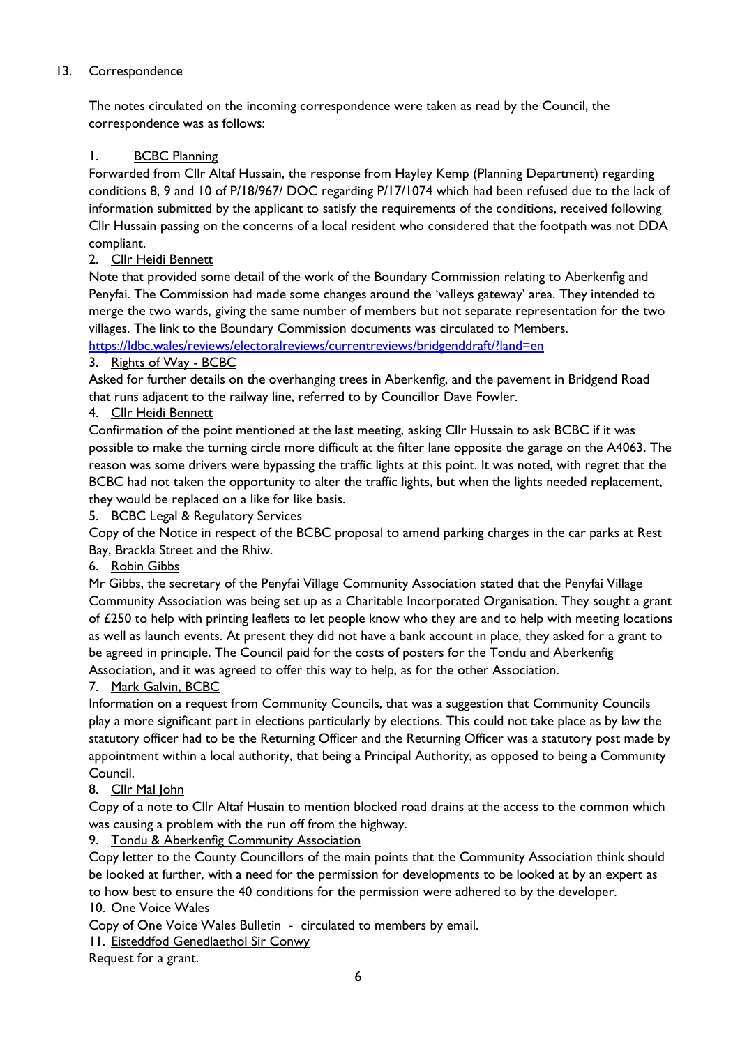13. <u>Correspondence</u>

The notes circulated on the incoming correspondence were taken as read by the Council, the correspondence was as follows:

1. <u>BCBC Planning</u>

Forwarded from Cllr Altaf Hussain, the response from Hayley Kemp (Planning Department) regarding conditions 8, 9 and 10 of P/18/967/ DOC regarding P/17/1074 which had been refused due to the lack of information submitted by the applicant to satisfy the requirements of the conditions, received following Cllr Hussain passing on the concerns of a local resident who considered that the footpath was not DDA compliant.

2. <u>Cllr Heidi Bennett</u>

Note that provided some detail of the work of the Boundary Commission relating to Aberkenfig and Penyfai. The Commission had made some changes around the 'valleys gateway' area. They intended to merge the two wards, giving the same number of members but not separate representation for the two villages. The link to the Boundary Commission documents was circulated to Members.
https://ldbc.wales/reviews/electoralreviews/currentreviews/bridgenddraft/?land=en

3. <u>Rights of Way - BCBC</u>

Asked for further details on the overhanging trees in Aberkenfig, and the pavement in Bridgend Road that runs adjacent to the railway line, referred to by Councillor Dave Fowler.

4. <u>Cllr Heidi Bennett</u>

Confirmation of the point mentioned at the last meeting, asking Cllr Hussain to ask BCBC if it was possible to make the turning circle more difficult at the filter lane opposite the garage on the A4063. The reason was some drivers were bypassing the traffic lights at this point. It was noted, with regret that the BCBC had not taken the opportunity to alter the traffic lights, but when the lights needed replacement, they would be replaced on a like for like basis.

5. <u>BCBC Legal & Regulatory Services</u>

Copy of the Notice in respect of the BCBC proposal to amend parking charges in the car parks at Rest Bay, Brackla Street and the Rhiw.

6. <u>Robin Gibbs</u>

Mr Gibbs, the secretary of the Penyfai Village Community Association stated that the Penyfai Village Community Association was being set up as a Charitable Incorporated Organisation. They sought a grant of £250 to help with printing leaflets to let people know who they are and to help with meeting locations as well as launch events. At present they did not have a bank account in place, they asked for a grant to be agreed in principle. The Council paid for the costs of posters for the Tondu and Aberkenfig Association, and it was agreed to offer this way to help, as for the other Association.

7. <u>Mark Galvin, BCBC</u>

Information on a request from Community Councils, that was a suggestion that Community Councils play a more significant part in elections particularly by elections. This could not take place as by law the statutory officer had to be the Returning Officer and the Returning Officer was a statutory post made by appointment within a local authority, that being a Principal Authority, as opposed to being a Community Council.

8. <u>Cllr Mal John</u>

Copy of a note to Cllr Altaf Husain to mention blocked road drains at the access to the common which was causing a problem with the run off from the highway.

9. <u>Tondu & Aberkenfig Community Association</u>

Copy letter to the County Councillors of the main points that the Community Association think should be looked at further, with a need for the permission for developments to be looked at by an expert as to how best to ensure the 40 conditions for the permission were adhered to by the developer.

10. <u>One Voice Wales</u>

Copy of One Voice Wales Bulletin - circulated to members by email.

11. <u>Eisteddfod Genedlaethol Sir Conwy</u>

Request for a grant.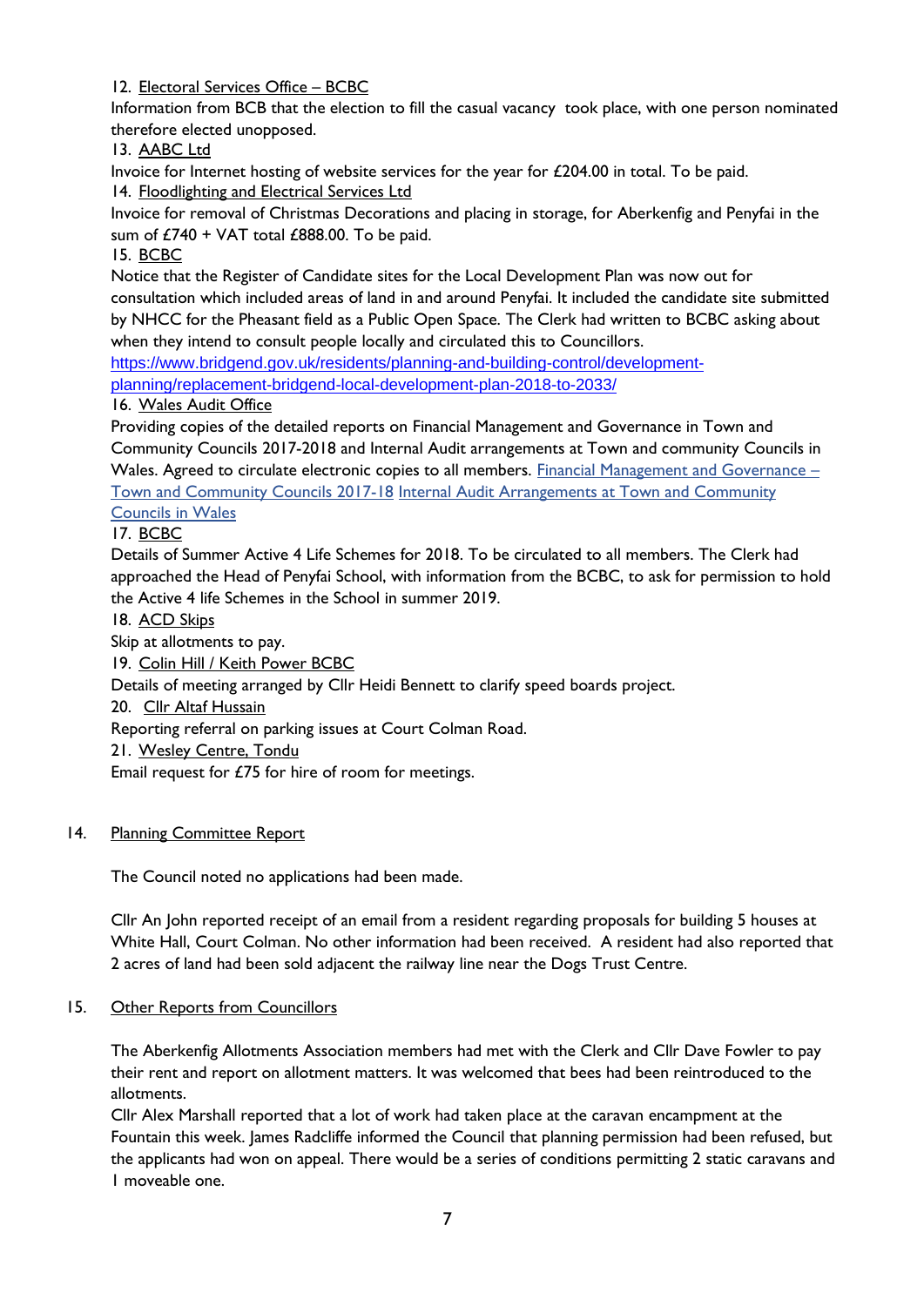12. Electoral Services Office – BCBC

Information from BCB that the election to fill the casual vacancy took place, with one person nominated therefore elected unopposed.

13. AABC Ltd

Invoice for Internet hosting of website services for the year for £204.00 in total. To be paid.

14. Floodlighting and Electrical Services Ltd

Invoice for removal of Christmas Decorations and placing in storage, for Aberkenfig and Penyfai in the sum of £740 + VAT total £888.00. To be paid.

15. BCBC

Notice that the Register of Candidate sites for the Local Development Plan was now out for consultation which included areas of land in and around Penyfai. It included the candidate site submitted by NHCC for the Pheasant field as a Public Open Space. The Clerk had written to BCBC asking about when they intend to consult people locally and circulated this to Councillors.
https://www.bridgend.gov.uk/residents/planning-and-building-control/development-planning/replacement-bridgend-local-development-plan-2018-to-2033/

16. Wales Audit Office

Providing copies of the detailed reports on Financial Management and Governance in Town and Community Councils 2017-2018 and Internal Audit arrangements at Town and community Councils in Wales. Agreed to circulate electronic copies to all members. Financial Management and Governance – Town and Community Councils 2017-18 Internal Audit Arrangements at Town and Community Councils in Wales

17. BCBC

Details of Summer Active 4 Life Schemes for 2018. To be circulated to all members. The Clerk had approached the Head of Penyfai School, with information from the BCBC, to ask for permission to hold the Active 4 life Schemes in the School in summer 2019.

18. ACD Skips

Skip at allotments to pay.

19. Colin Hill / Keith Power BCBC

Details of meeting arranged by Cllr Heidi Bennett to clarify speed boards project.

20. Cllr Altaf Hussain

Reporting referral on parking issues at Court Colman Road.

21. Wesley Centre, Tondu

Email request for £75 for hire of room for meetings.

14. Planning Committee Report

The Council noted no applications had been made.

Cllr An John reported receipt of an email from a resident regarding proposals for building 5 houses at White Hall, Court Colman. No other information had been received. A resident had also reported that 2 acres of land had been sold adjacent the railway line near the Dogs Trust Centre.

15. Other Reports from Councillors

The Aberkenfig Allotments Association members had met with the Clerk and Cllr Dave Fowler to pay their rent and report on allotment matters. It was welcomed that bees had been reintroduced to the allotments.

Cllr Alex Marshall reported that a lot of work had taken place at the caravan encampment at the Fountain this week. James Radcliffe informed the Council that planning permission had been refused, but the applicants had won on appeal. There would be a series of conditions permitting 2 static caravans and 1 moveable one.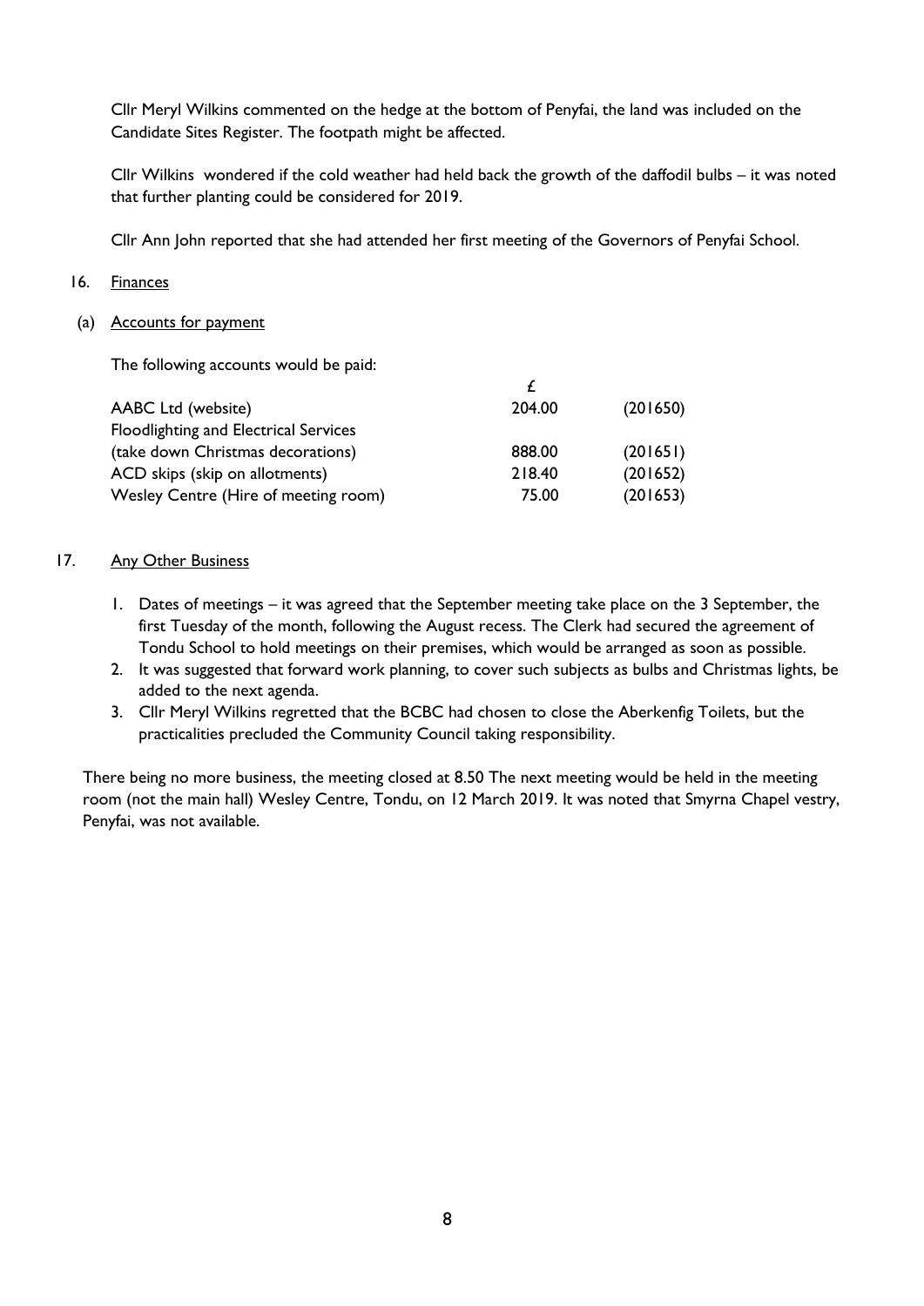Cllr Meryl Wilkins commented on the hedge at the bottom of Penyfai, the land was included on the Candidate Sites Register. The footpath might be affected.

Cllr Wilkins wondered if the cold weather had held back the growth of the daffodil bulbs – it was noted that further planting could be considered for 2019.

Cllr Ann John reported that she had attended her first meeting of the Governors of Penyfai School.

16. Finances

(a) Accounts for payment

The following accounts would be paid:

| | £ | |
|---|---|---|
| AABC Ltd (website) | 204.00 | (201650) |
| Floodlighting and Electrical Services (take down Christmas decorations) | 888.00 | (201651) |
| ACD skips (skip on allotments) | 218.40 | (201652) |
| Wesley Centre (Hire of meeting room) | 75.00 | (201653) |

17. Any Other Business

1. Dates of meetings – it was agreed that the September meeting take place on the 3 September, the first Tuesday of the month, following the August recess. The Clerk had secured the agreement of Tondu School to hold meetings on their premises, which would be arranged as soon as possible.
2. It was suggested that forward work planning, to cover such subjects as bulbs and Christmas lights, be added to the next agenda.
3. Cllr Meryl Wilkins regretted that the BCBC had chosen to close the Aberkenfig Toilets, but the practicalities precluded the Community Council taking responsibility.

There being no more business, the meeting closed at 8.50 The next meeting would be held in the meeting room (not the main hall) Wesley Centre, Tondu, on 12 March 2019. It was noted that Smyrna Chapel vestry, Penyfai, was not available.